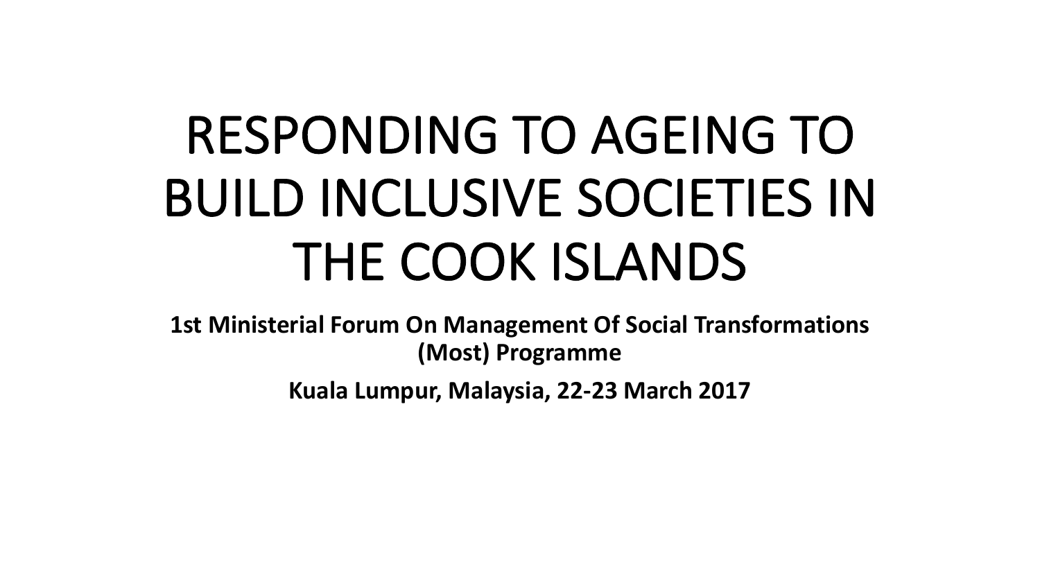# RESPONDING TO AGEING TO BUILD INCLUSIVE SOCIETIES IN THE COOK ISLANDS

**1st Ministerial Forum On Management Of Social Transformations (Most) Programme**

**Kuala Lumpur, Malaysia, 22-23 March 2017**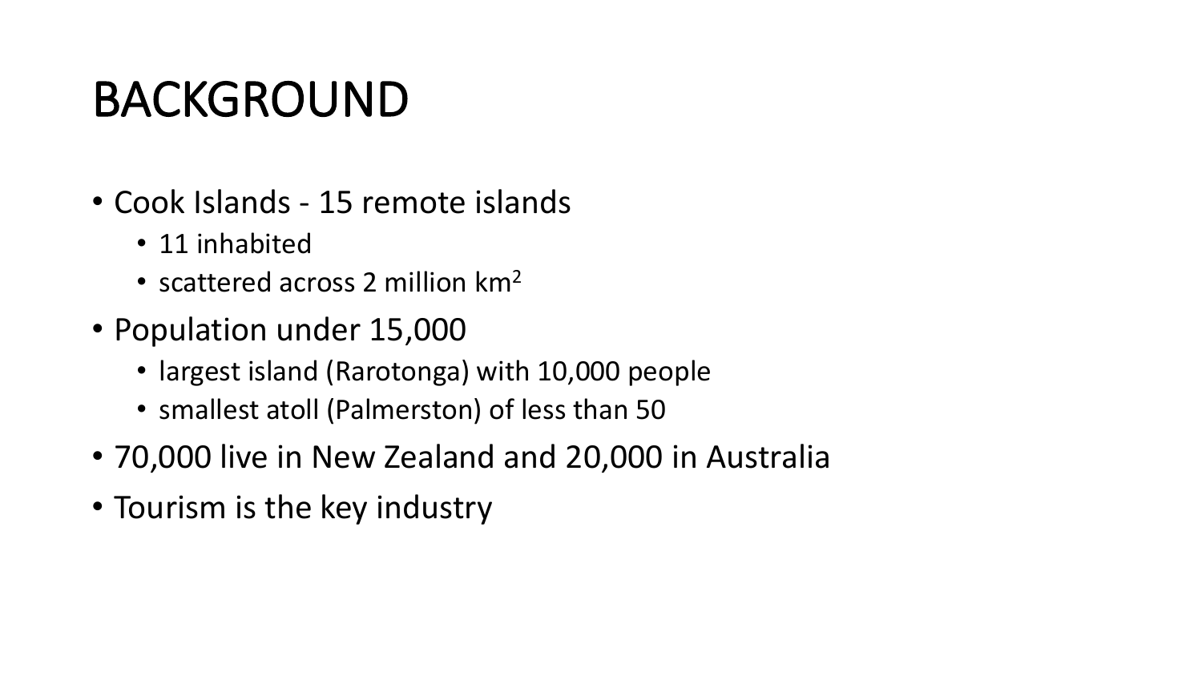# BACKGROUND

- Cook Islands - 15 remote islands
  - 11 inhabited
  - scattered across 2 million $km^2$
- Population under 15,000
  - largest island (Rarotonga) with 10,000 people
  - smallest atoll (Palmerston) of less than 50
- 70,000 live in New Zealand and 20,000 in Australia
- Tourism is the key industry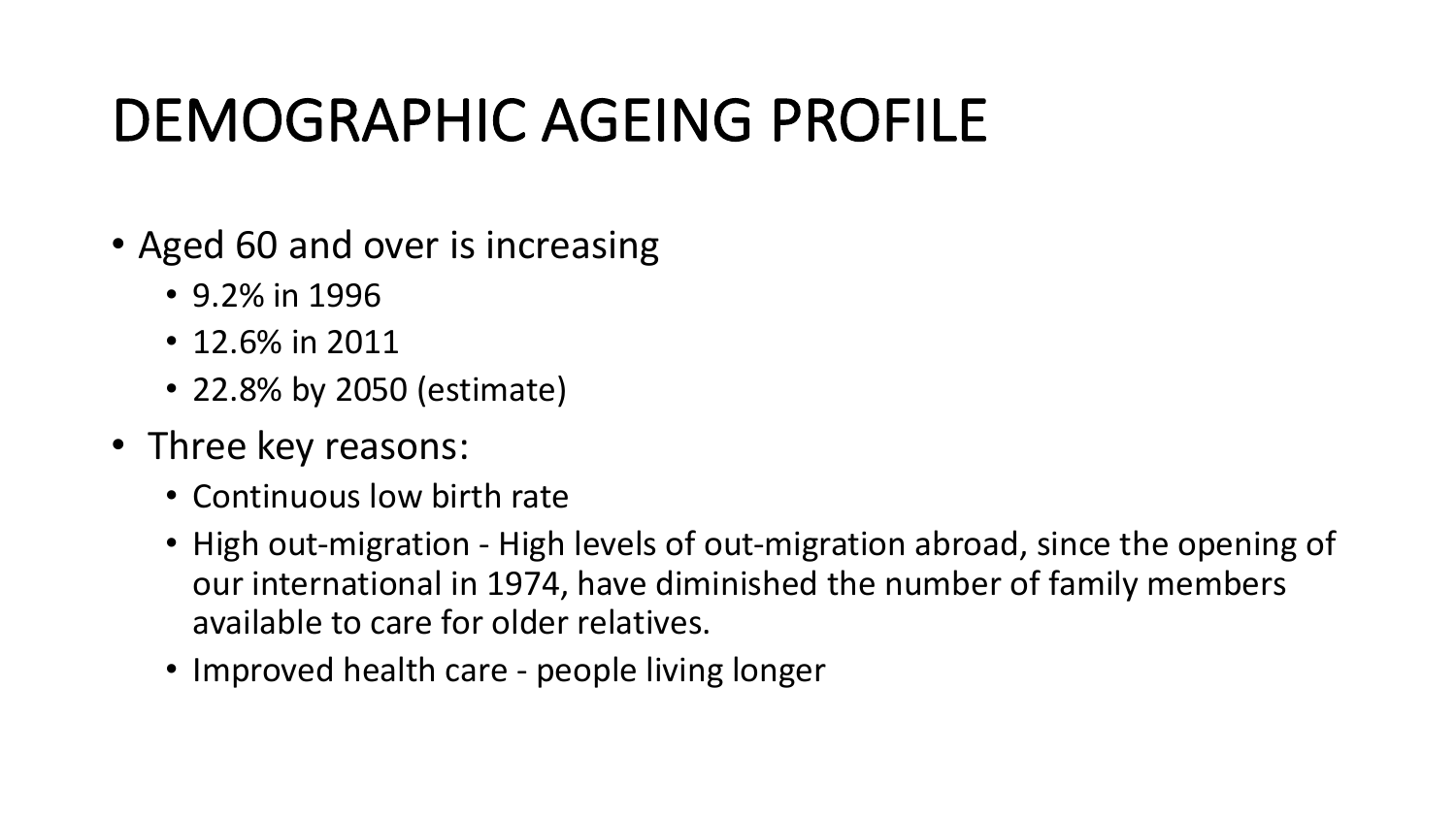# DEMOGRAPHIC AGEING PROFILE

- Aged 60 and over is increasing
  - 9.2% in 1996
  - 12.6% in 2011
  - 22.8% by 2050 (estimate)
- Three key reasons:
  - Continuous low birth rate
  - High out-migration - High levels of out-migration abroad, since the opening of our international in 1974, have diminished the number of family members available to care for older relatives.
  - Improved health care - people living longer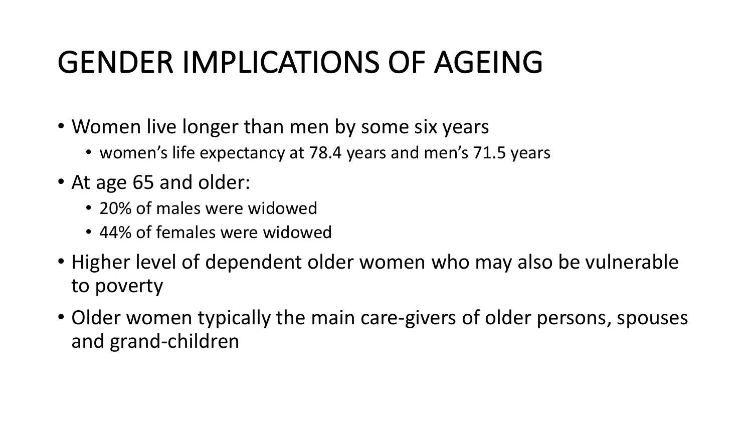# GENDER IMPLICATIONS OF AGEING

- Women live longer than men by some six years
  - women's life expectancy at 78.4 years and men's 71.5 years
- At age 65 and older:
  - 20% of males were widowed
  - 44% of females were widowed
- Higher level of dependent older women who may also be vulnerable to poverty
- Older women typically the main care-givers of older persons, spouses and grand-children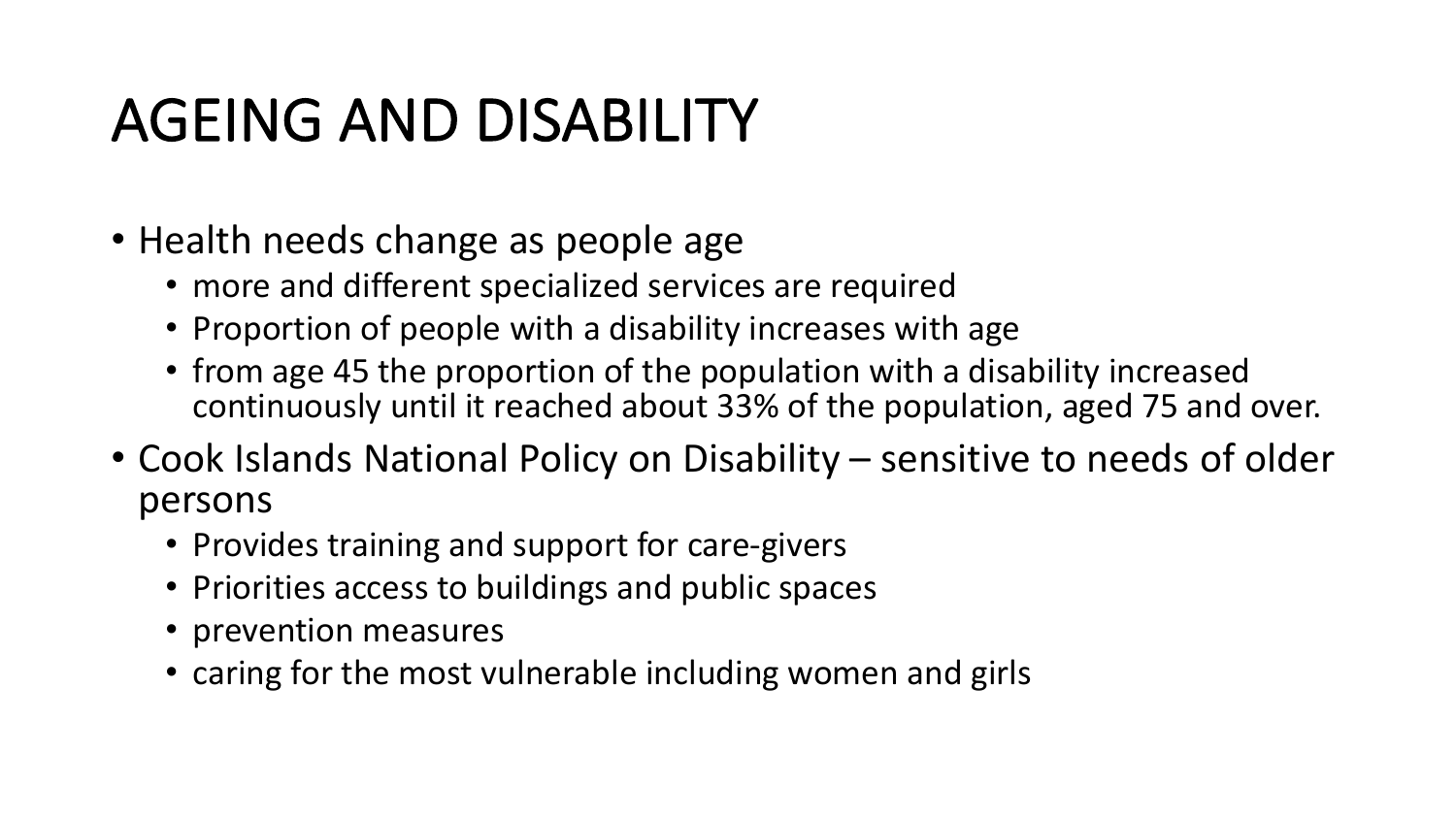# AGEING AND DISABILITY

- Health needs change as people age
  - more and different specialized services are required
  - Proportion of people with a disability increases with age
  - from age 45 the proportion of the population with a disability increased continuously until it reached about 33% of the population, aged 75 and over.
- Cook Islands National Policy on Disability – sensitive to needs of older persons
  - Provides training and support for care-givers
  - Priorities access to buildings and public spaces
  - prevention measures
  - caring for the most vulnerable including women and girls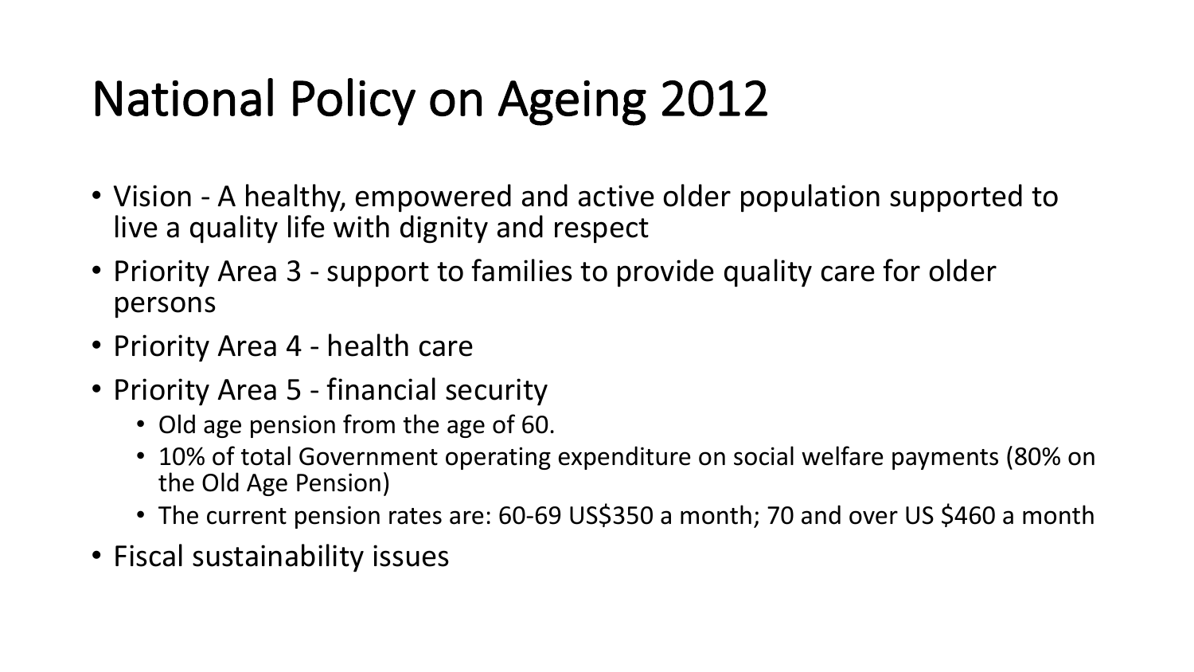# National Policy on Ageing 2012

- Vision - A healthy, empowered and active older population supported to live a quality life with dignity and respect
- Priority Area 3 - support to families to provide quality care for older persons
- Priority Area 4 - health care
- Priority Area 5 - financial security
  - Old age pension from the age of 60.
  - 10% of total Government operating expenditure on social welfare payments (80% on the Old Age Pension)
  - The current pension rates are: 60-69 US$350 a month; 70 and over US $460 a month
- Fiscal sustainability issues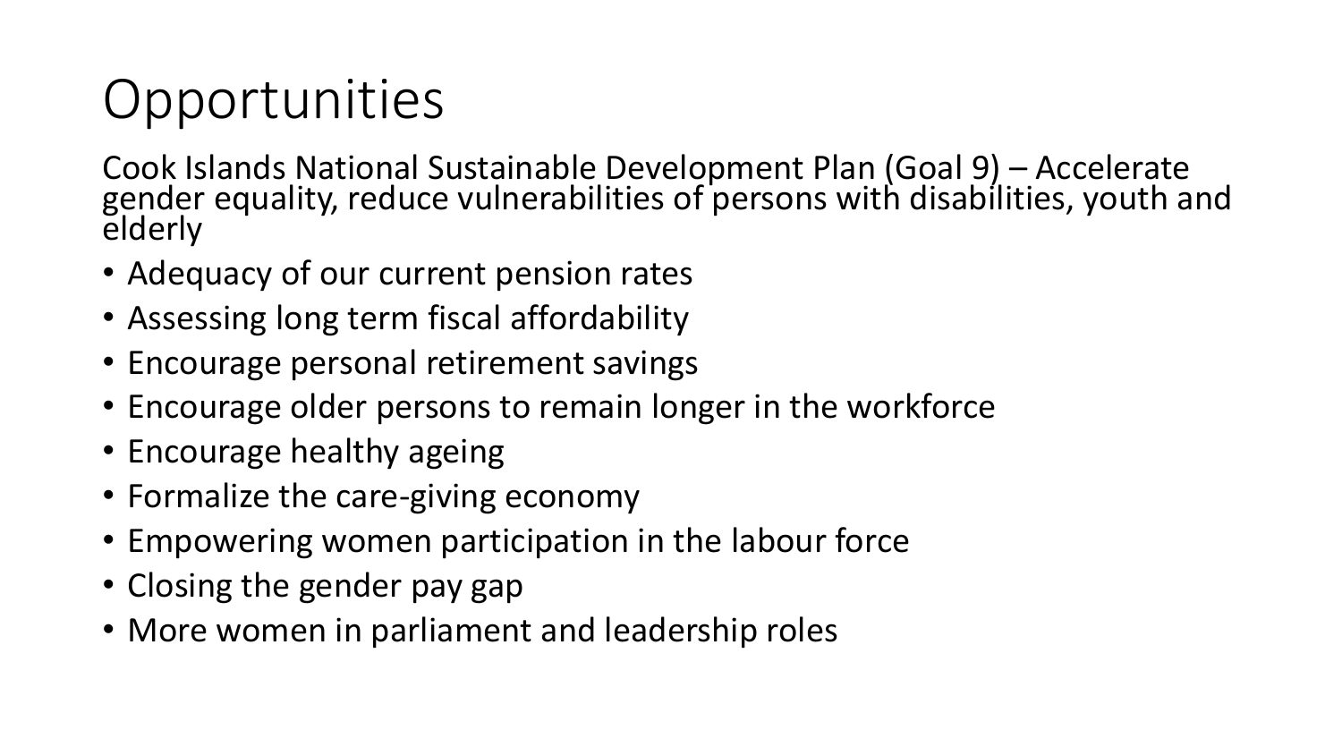# Opportunities

Cook Islands National Sustainable Development Plan (Goal 9) – Accelerate gender equality, reduce vulnerabilities of persons with disabilities, youth and elderly

- Adequacy of our current pension rates
- Assessing long term fiscal affordability
- Encourage personal retirement savings
- Encourage older persons to remain longer in the workforce
- Encourage healthy ageing
- Formalize the care-giving economy
- Empowering women participation in the labour force
- Closing the gender pay gap
- More women in parliament and leadership roles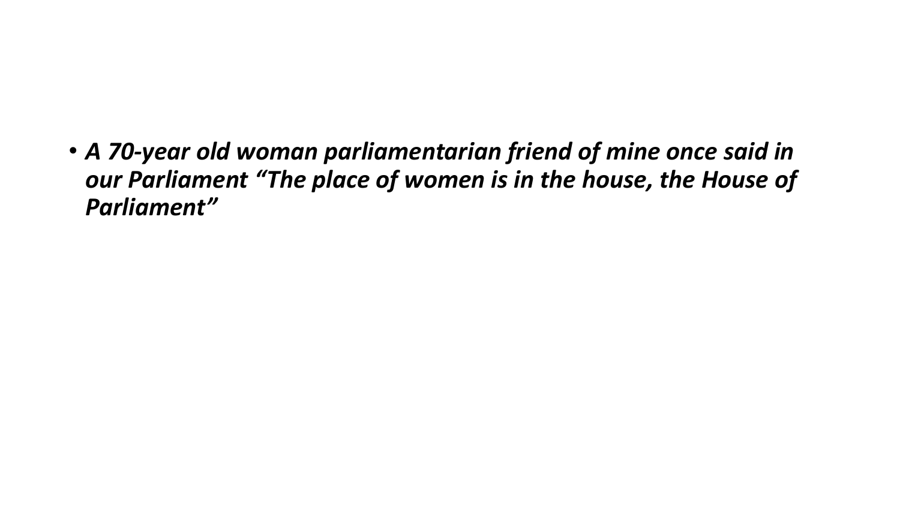- ***A 70-year old woman parliamentarian friend of mine once said in our Parliament "The place of women is in the house, the House of Parliament"***